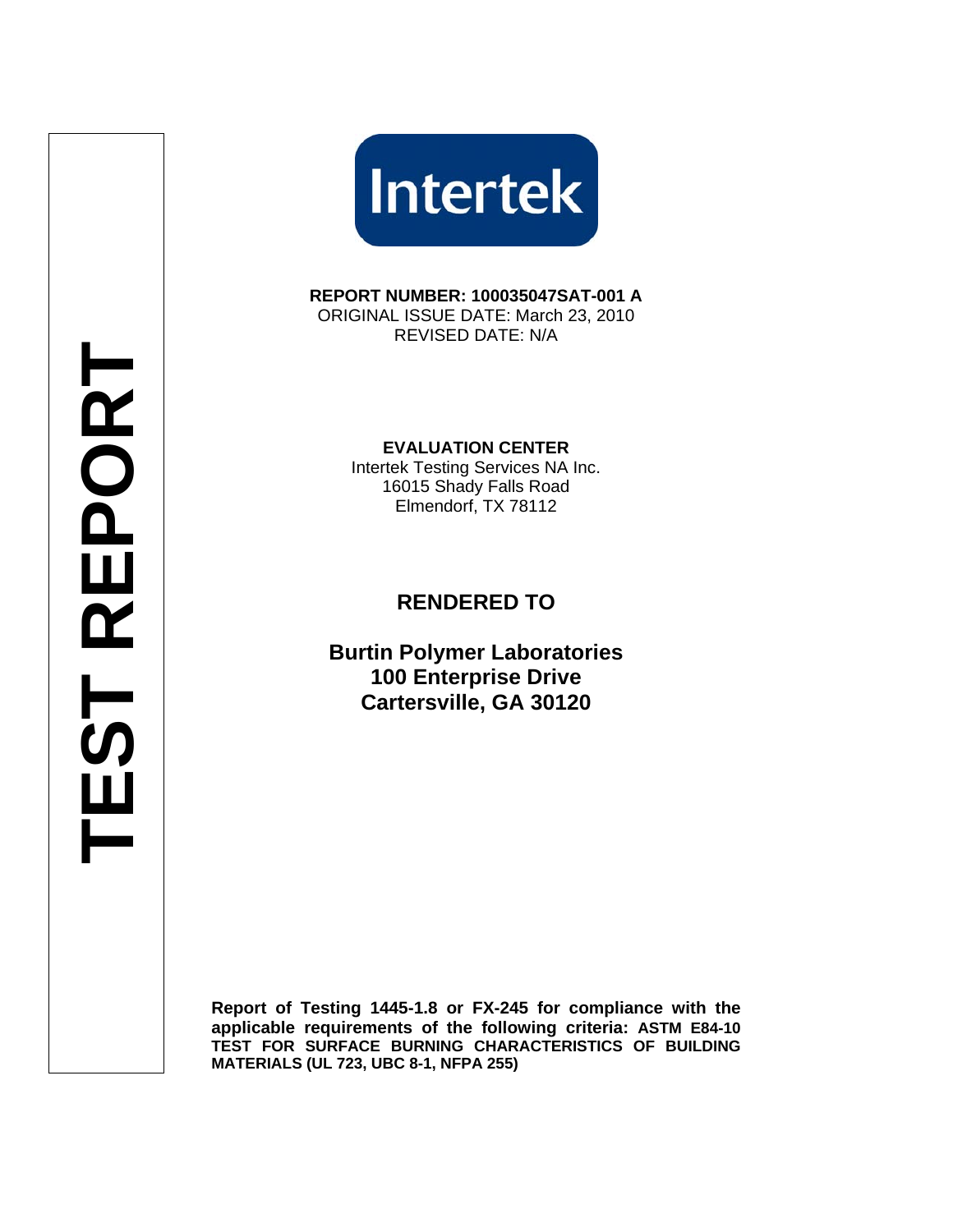# TEST REPORT

Intertek

**REPORT NUMBER: 100035047SAT-001 A**
ORIGINAL ISSUE DATE: March 23, 2010
REVISED DATE: N/A

**EVALUATION CENTER**
Intertek Testing Services NA Inc.
16015 Shady Falls Road
Elmendorf, TX 78112

## RENDERED TO

**Burtin Polymer Laboratories**
**100 Enterprise Drive**
**Cartersville, GA 30120**

**Report of Testing 1445-1.8 or FX-245 for compliance with the applicable requirements of the following criteria: ASTM E84-10 TEST FOR SURFACE BURNING CHARACTERISTICS OF BUILDING MATERIALS (UL 723, UBC 8-1, NFPA 255)**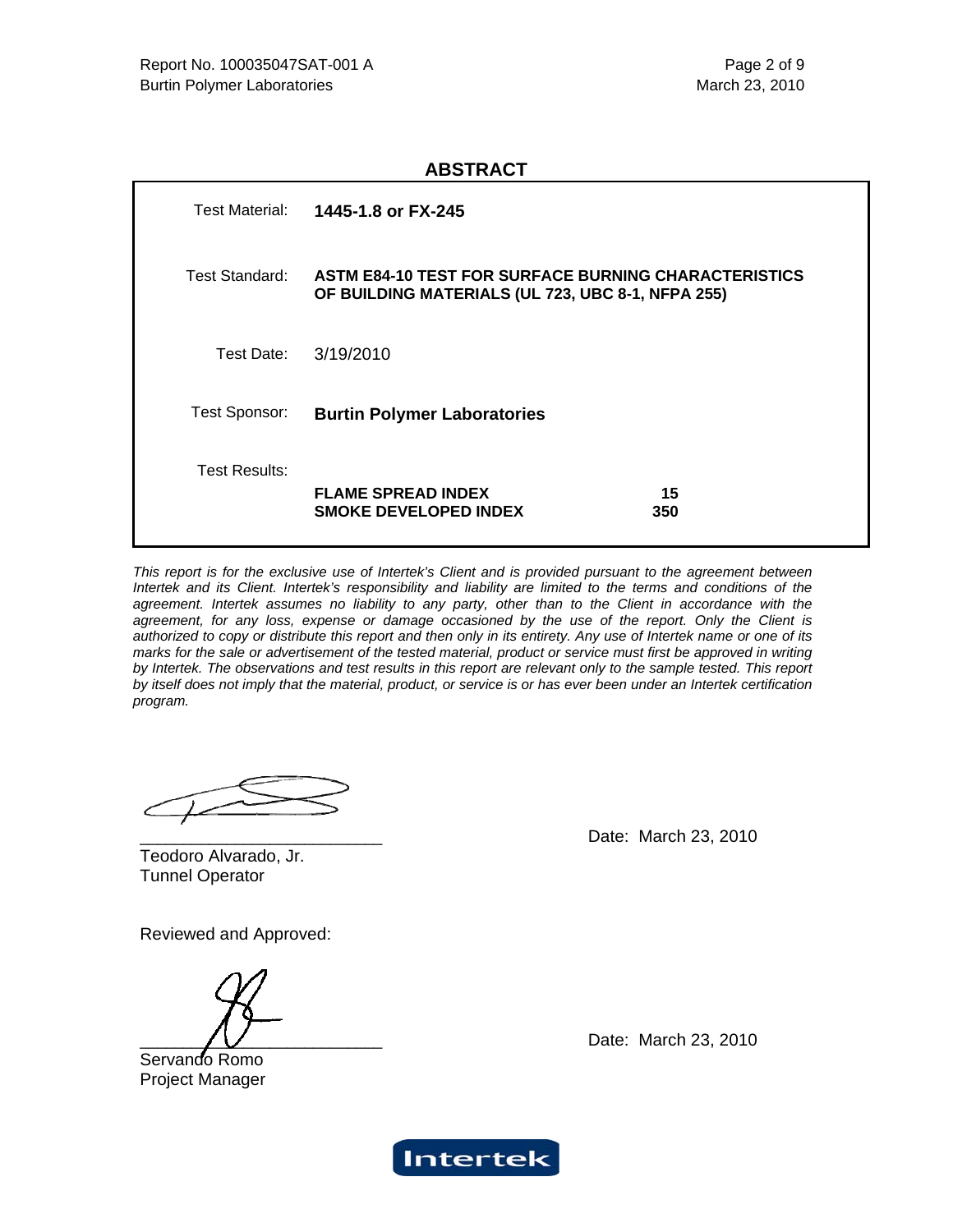## ABSTRACT

| | | |
|---|---|---|
| Test Material: | **1445-1.8 or FX-245** | |
| Test Standard: | **ASTM E84-10 TEST FOR SURFACE BURNING CHARACTERISTICS OF BUILDING MATERIALS (UL 723, UBC 8-1, NFPA 255)** | |
| Test Date: | 3/19/2010 | |
| Test Sponsor: | **Burtin Polymer Laboratories** | |
| Test Results: | | |
| | **FLAME SPREAD INDEX** | **15** |
| | **SMOKE DEVELOPED INDEX** | **350** |

*This report is for the exclusive use of Intertek's Client and is provided pursuant to the agreement between Intertek and its Client. Intertek's responsibility and liability are limited to the terms and conditions of the agreement. Intertek assumes no liability to any party, other than to the Client in accordance with the agreement, for any loss, expense or damage occasioned by the use of the report. Only the Client is authorized to copy or distribute this report and then only in its entirety. Any use of Intertek name or one of its marks for the sale or advertisement of the tested material, product or service must first be approved in writing by Intertek. The observations and test results in this report are relevant only to the sample tested. This report by itself does not imply that the material, product, or service is or has ever been under an Intertek certification program.*

Teodoro Alvarado, Jr.
Tunnel Operator

Date: March 23, 2010

Reviewed and Approved:

Servando Romo
Project Manager

Date: March 23, 2010

Intertek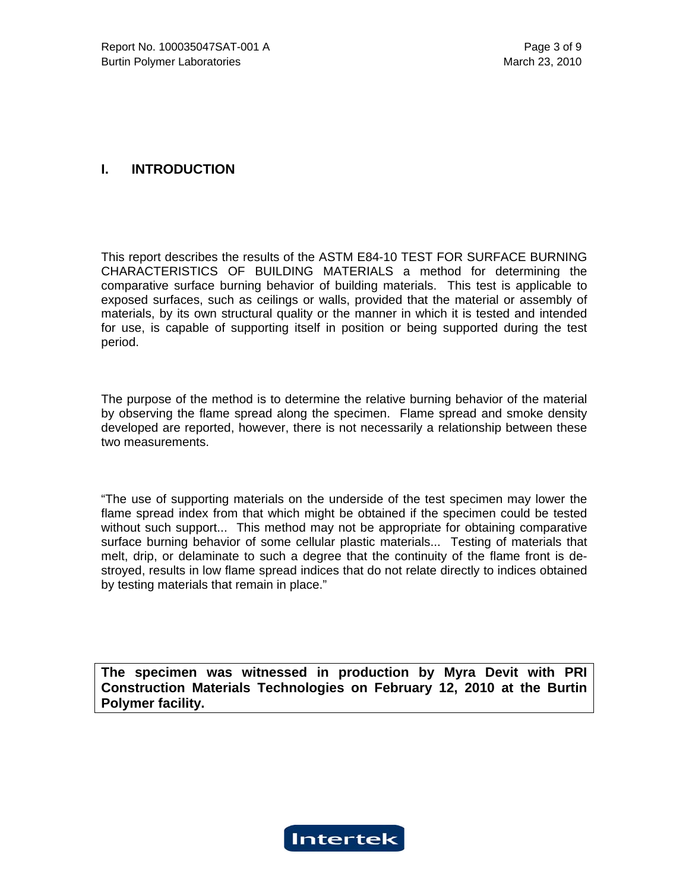## I. INTRODUCTION

This report describes the results of the ASTM E84-10 TEST FOR SURFACE BURNING CHARACTERISTICS OF BUILDING MATERIALS a method for determining the comparative surface burning behavior of building materials. This test is applicable to exposed surfaces, such as ceilings or walls, provided that the material or assembly of materials, by its own structural quality or the manner in which it is tested and intended for use, is capable of supporting itself in position or being supported during the test period.

The purpose of the method is to determine the relative burning behavior of the material by observing the flame spread along the specimen. Flame spread and smoke density developed are reported, however, there is not necessarily a relationship between these two measurements.

"The use of supporting materials on the underside of the test specimen may lower the flame spread index from that which might be obtained if the specimen could be tested without such support... This method may not be appropriate for obtaining comparative surface burning behavior of some cellular plastic materials... Testing of materials that melt, drip, or delaminate to such a degree that the continuity of the flame front is destroyed, results in low flame spread indices that do not relate directly to indices obtained by testing materials that remain in place."

**The specimen was witnessed in production by Myra Devit with PRI Construction Materials Technologies on February 12, 2010 at the Burtin Polymer facility.**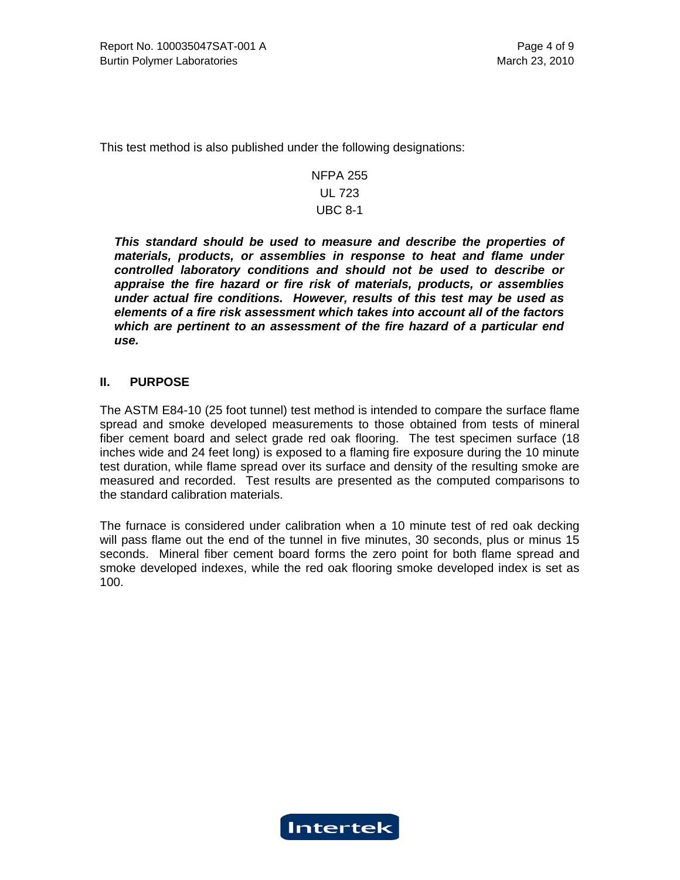This test method is also published under the following designations:

NFPA 255

UL 723

UBC 8-1

***This standard should be used to measure and describe the properties of materials, products, or assemblies in response to heat and flame under controlled laboratory conditions and should not be used to describe or appraise the fire hazard or fire risk of materials, products, or assemblies under actual fire conditions. However, results of this test may be used as elements of a fire risk assessment which takes into account all of the factors which are pertinent to an assessment of the fire hazard of a particular end use.***

## II. PURPOSE

The ASTM E84-10 (25 foot tunnel) test method is intended to compare the surface flame spread and smoke developed measurements to those obtained from tests of mineral fiber cement board and select grade red oak flooring. The test specimen surface (18 inches wide and 24 feet long) is exposed to a flaming fire exposure during the 10 minute test duration, while flame spread over its surface and density of the resulting smoke are measured and recorded. Test results are presented as the computed comparisons to the standard calibration materials.

The furnace is considered under calibration when a 10 minute test of red oak decking will pass flame out the end of the tunnel in five minutes, 30 seconds, plus or minus 15 seconds. Mineral fiber cement board forms the zero point for both flame spread and smoke developed indexes, while the red oak flooring smoke developed index is set as 100.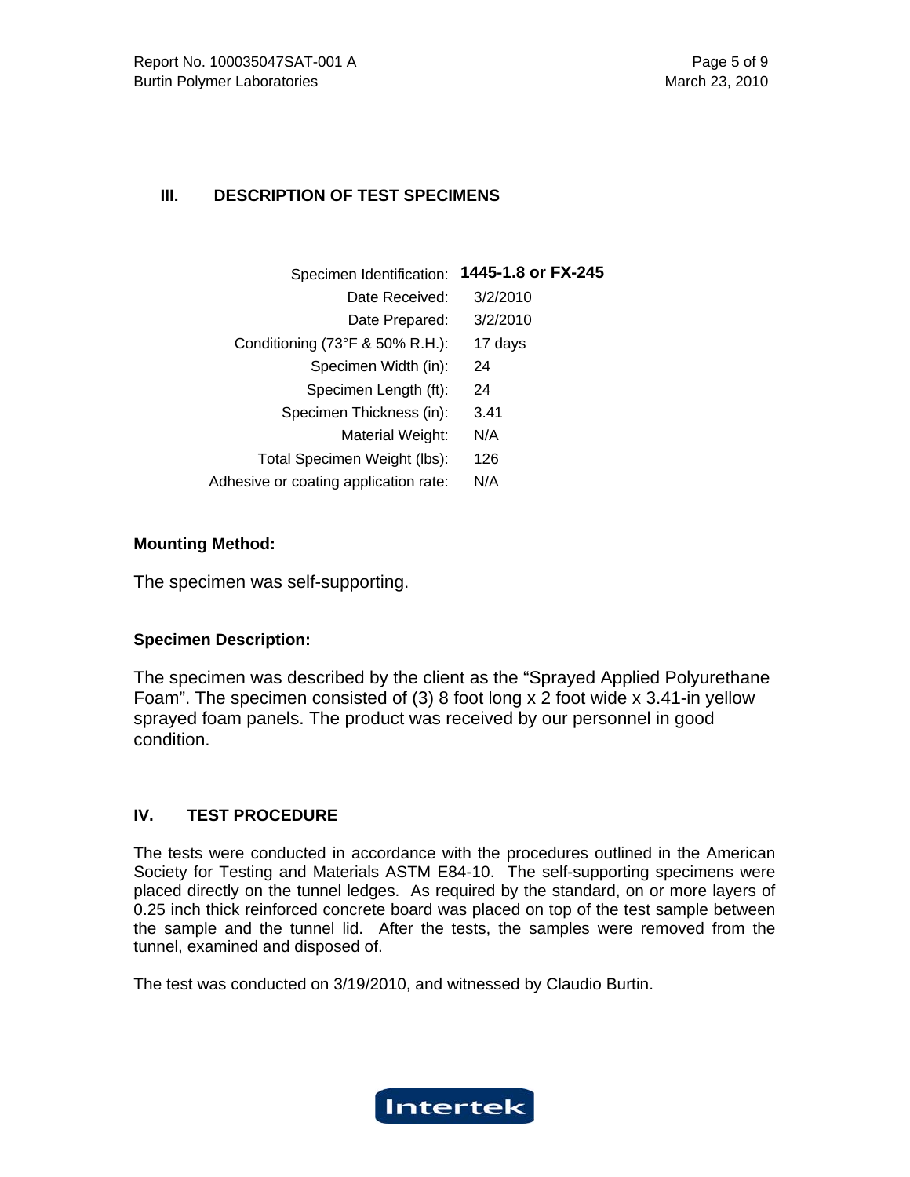## III. DESCRIPTION OF TEST SPECIMENS

| | |
|---|---|
| Specimen Identification: | **1445-1.8 or FX-245** |
| Date Received: | 3/2/2010 |
| Date Prepared: | 3/2/2010 |
| Conditioning (73°F & 50% R.H.): | 17 days |
| Specimen Width (in): | 24 |
| Specimen Length (ft): | 24 |
| Specimen Thickness (in): | 3.41 |
| Material Weight: | N/A |
| Total Specimen Weight (lbs): | 126 |
| Adhesive or coating application rate: | N/A |

**Mounting Method:**

The specimen was self-supporting.

**Specimen Description:**

The specimen was described by the client as the "Sprayed Applied Polyurethane Foam". The specimen consisted of (3) 8 foot long x 2 foot wide x 3.41-in yellow sprayed foam panels. The product was received by our personnel in good condition.

## IV. TEST PROCEDURE

The tests were conducted in accordance with the procedures outlined in the American Society for Testing and Materials ASTM E84-10. The self-supporting specimens were placed directly on the tunnel ledges. As required by the standard, on or more layers of 0.25 inch thick reinforced concrete board was placed on top of the test sample between the sample and the tunnel lid. After the tests, the samples were removed from the tunnel, examined and disposed of.

The test was conducted on 3/19/2010, and witnessed by Claudio Burtin.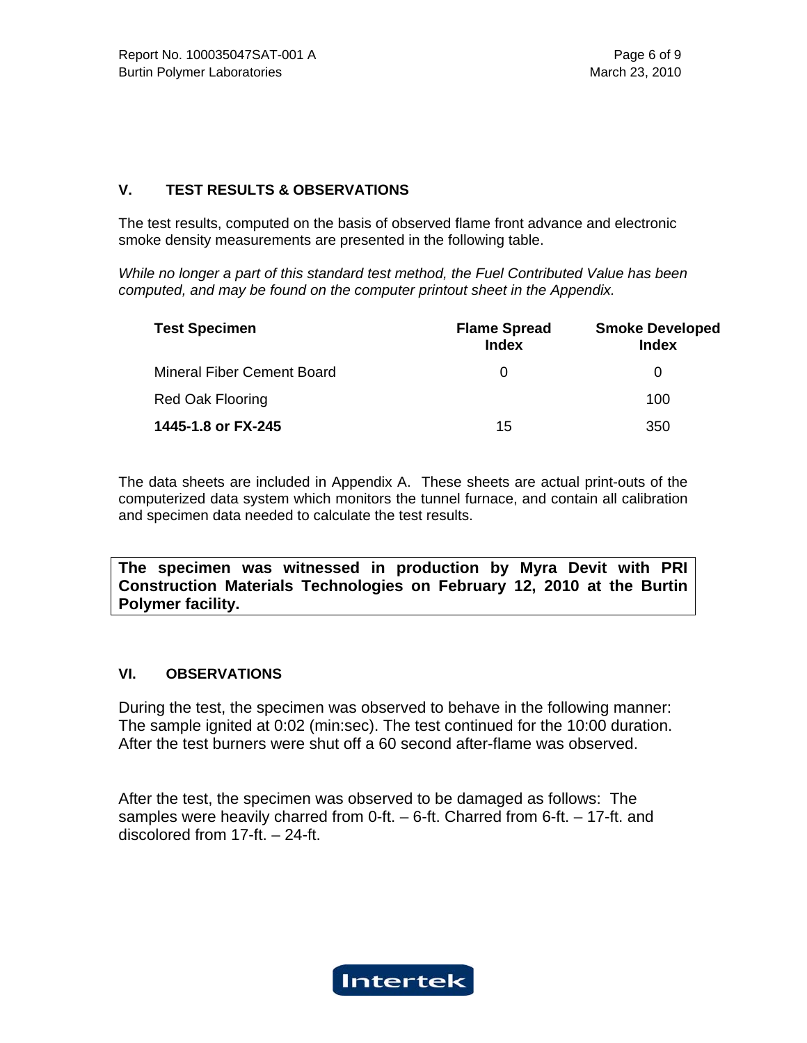## V. TEST RESULTS & OBSERVATIONS

The test results, computed on the basis of observed flame front advance and electronic smoke density measurements are presented in the following table.

*While no longer a part of this standard test method, the Fuel Contributed Value has been computed, and may be found on the computer printout sheet in the Appendix.*

| Test Specimen | Flame Spread Index | Smoke Developed Index |
|---|---|---|
| Mineral Fiber Cement Board | 0 | 0 |
| Red Oak Flooring | | 100 |
| **1445-1.8 or FX-245** | 15 | 350 |

The data sheets are included in Appendix A. These sheets are actual print-outs of the computerized data system which monitors the tunnel furnace, and contain all calibration and specimen data needed to calculate the test results.

**The specimen was witnessed in production by Myra Devit with PRI Construction Materials Technologies on February 12, 2010 at the Burtin Polymer facility.**

## VI. OBSERVATIONS

During the test, the specimen was observed to behave in the following manner: The sample ignited at 0:02 (min:sec). The test continued for the 10:00 duration. After the test burners were shut off a 60 second after-flame was observed.

After the test, the specimen was observed to be damaged as follows: The samples were heavily charred from 0-ft. – 6-ft. Charred from 6-ft. – 17-ft. and discolored from 17-ft. – 24-ft.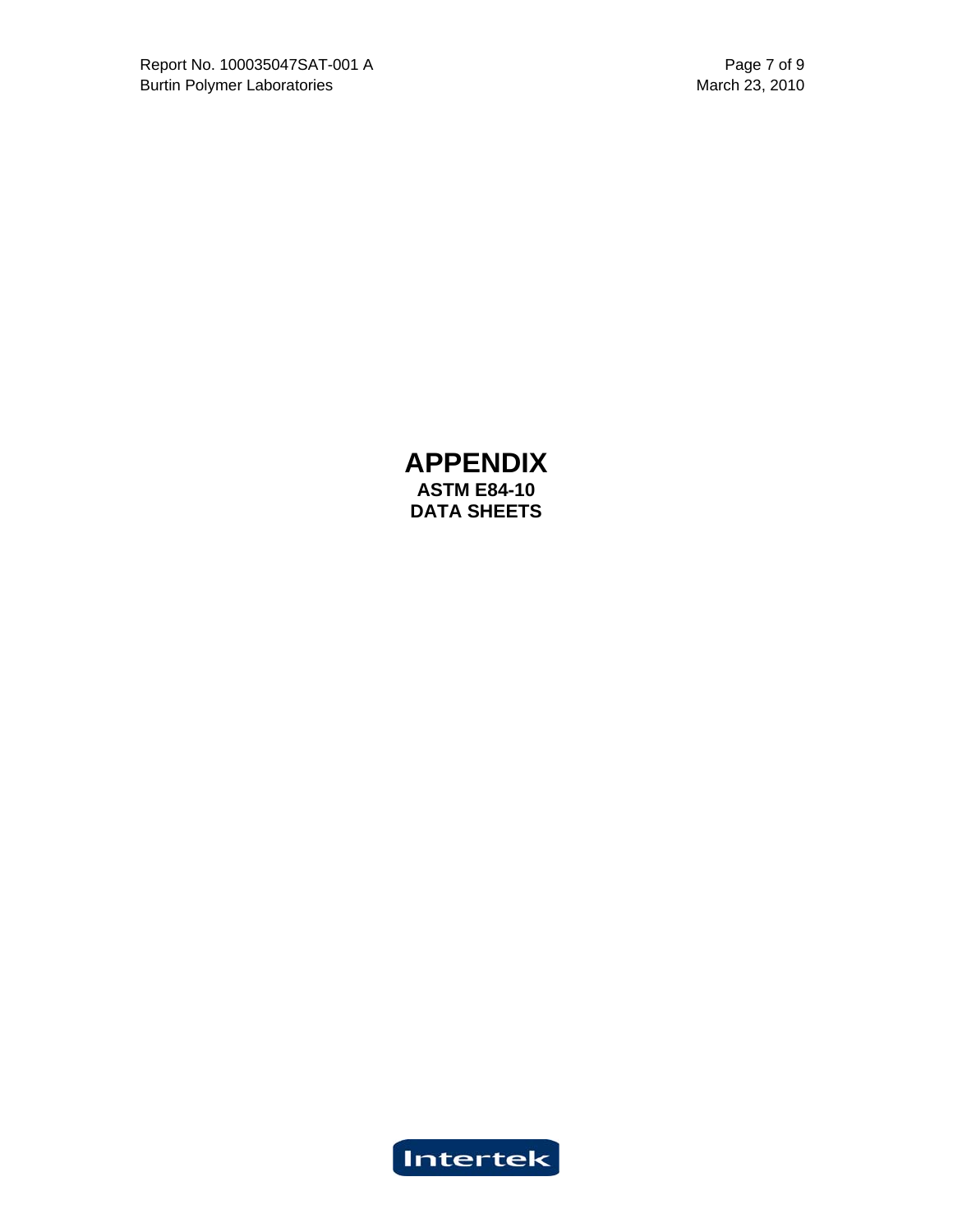# APPENDIX

**ASTM E84-10**

**DATA SHEETS**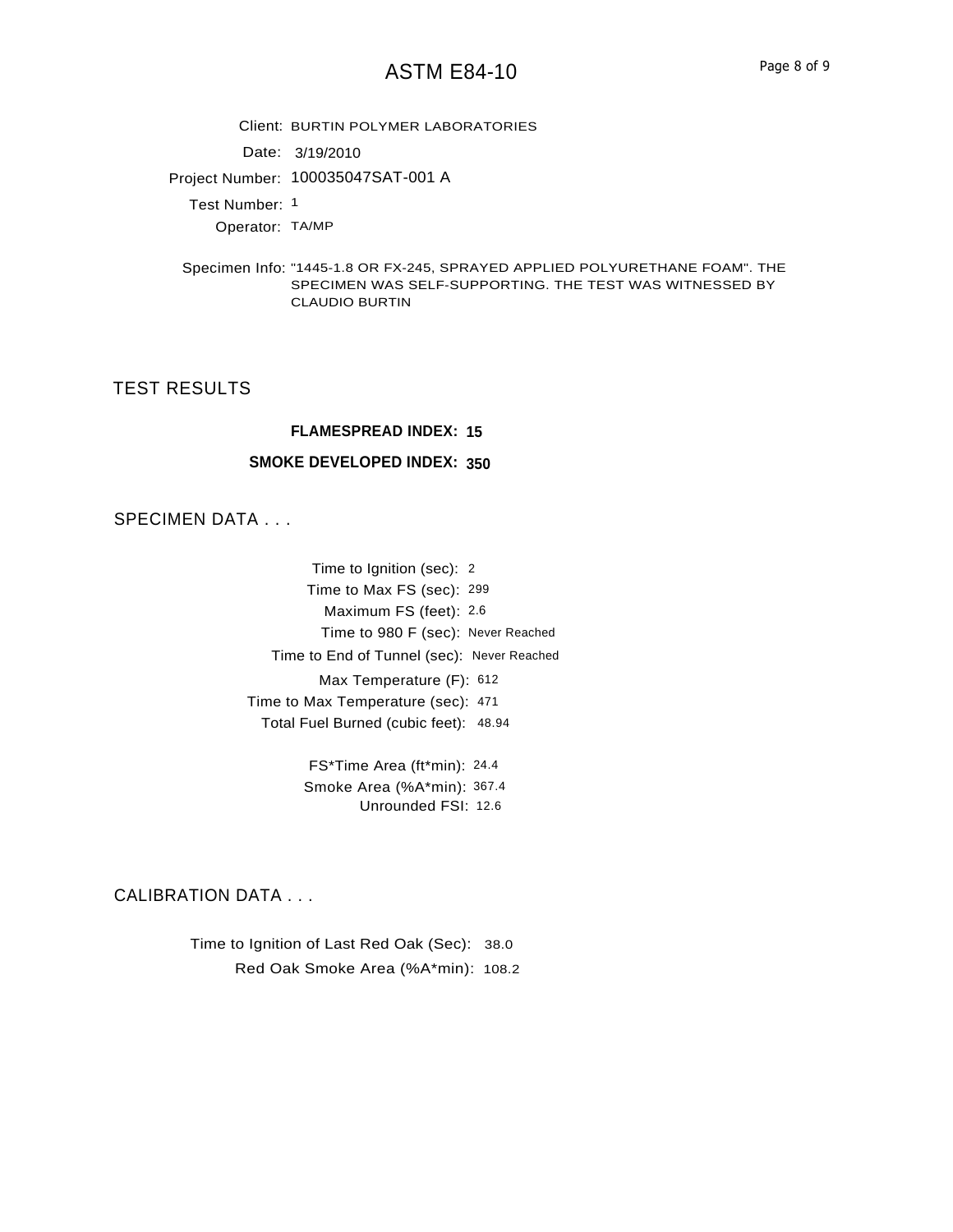# ASTM E84-10

Client: BURTIN POLYMER LABORATORIES

Date: 3/19/2010

Project Number: 100035047SAT-001 A

Test Number: 1

Operator: TA/MP

Specimen Info: "1445-1.8 OR FX-245, SPRAYED APPLIED POLYURETHANE FOAM". THE SPECIMEN WAS SELF-SUPPORTING. THE TEST WAS WITNESSED BY CLAUDIO BURTIN

## TEST RESULTS

**FLAMESPREAD INDEX: 15**

**SMOKE DEVELOPED INDEX: 350**

## SPECIMEN DATA . . .

Time to Ignition (sec): 2

Time to Max FS (sec): 299

Maximum FS (feet): 2.6

Time to 980 F (sec): Never Reached

Time to End of Tunnel (sec): Never Reached

Max Temperature (F): 612

Time to Max Temperature (sec): 471

Total Fuel Burned (cubic feet): 48.94

FS*Time Area (ft*min): 24.4

Smoke Area (%A*min): 367.4

Unrounded FSI: 12.6

## CALIBRATION DATA . . .

Time to Ignition of Last Red Oak (Sec): 38.0

Red Oak Smoke Area (%A*min): 108.2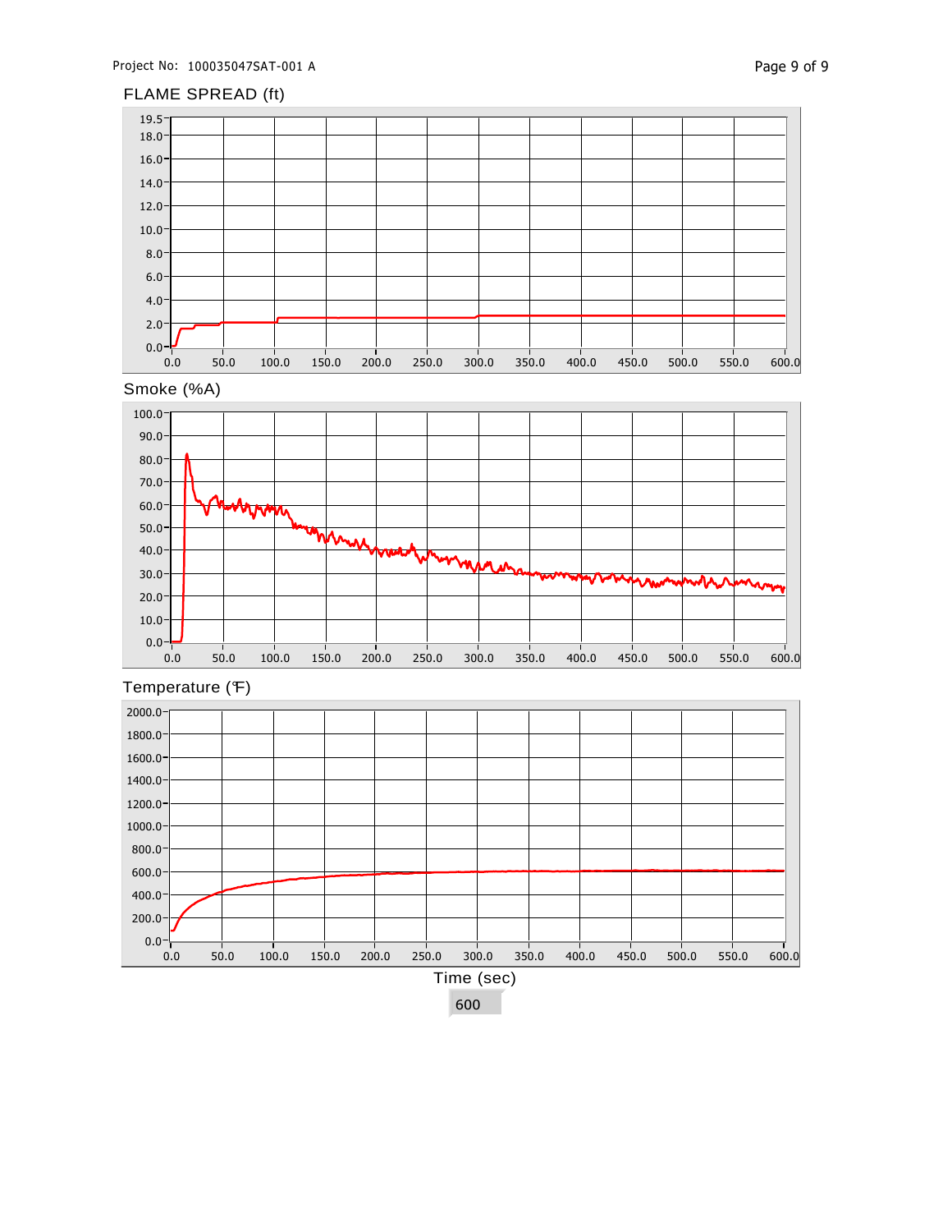Project No: 100035047SAT-001 A

FLAME SPREAD (ft)

19.5
18.0
16.0
14.0
12.0
10.0
8.0
6.0
4.0
2.0
0.0
0.0 50.0 100.0 150.0 200.0 250.0 300.0 350.0 400.0 450.0 500.0 550.0 600.0

Smoke (%A)

100.0
90.0
80.0
70.0
60.0
50.0
40.0
30.0
20.0
10.0
0.0
0.0 50.0 100.0 150.0 200.0 250.0 300.0 350.0 400.0 450.0 500.0 550.0 600.0

Temperature (℉)

2000.0
1800.0
1600.0
1400.0
1200.0
1000.0
800.0
600.0
400.0
200.0
0.0
0.0 50.0 100.0 150.0 200.0 250.0 300.0 350.0 400.0 450.0 500.0 550.0 600.0

Time (sec)

600